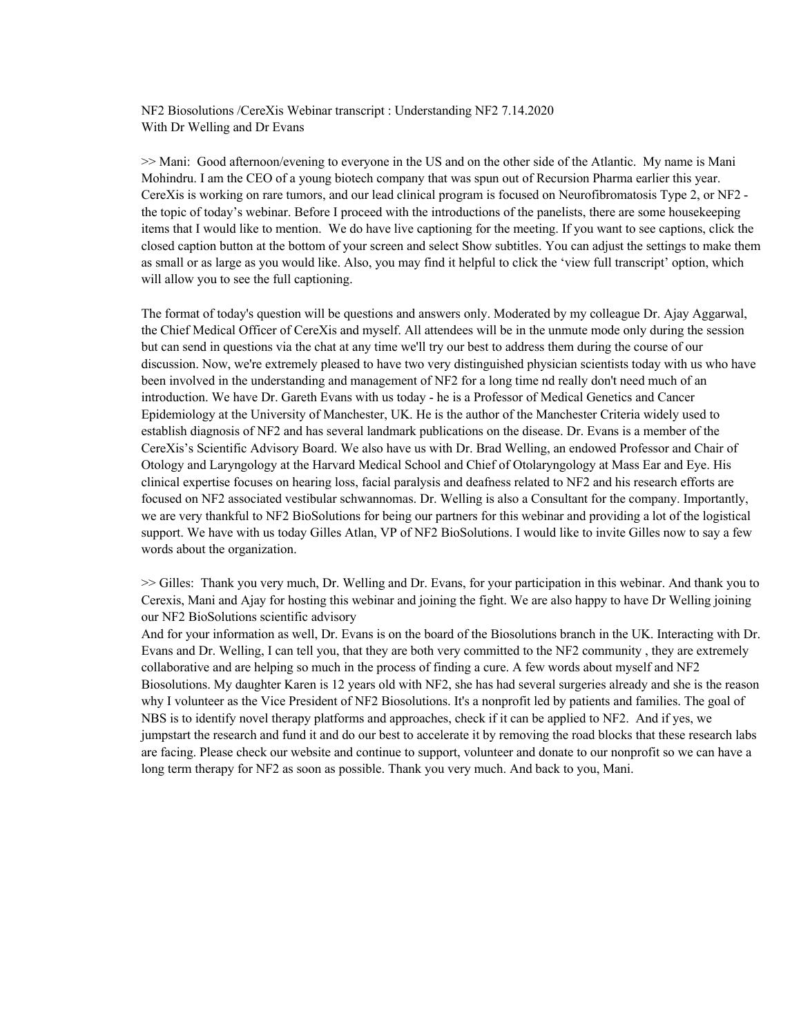NF2 Biosolutions /CereXis Webinar transcript : Understanding NF2 7.14.2020
With Dr Welling and Dr Evans

>> Mani: Good afternoon/evening to everyone in the US and on the other side of the Atlantic. My name is Mani Mohindru. I am the CEO of a young biotech company that was spun out of Recursion Pharma earlier this year. CereXis is working on rare tumors, and our lead clinical program is focused on Neurofibromatosis Type 2, or NF2 - the topic of today's webinar. Before I proceed with the introductions of the panelists, there are some housekeeping items that I would like to mention. We do have live captioning for the meeting. If you want to see captions, click the closed caption button at the bottom of your screen and select Show subtitles. You can adjust the settings to make them as small or as large as you would like. Also, you may find it helpful to click the 'view full transcript' option, which will allow you to see the full captioning.

The format of today's question will be questions and answers only. Moderated by my colleague Dr. Ajay Aggarwal, the Chief Medical Officer of CereXis and myself. All attendees will be in the unmute mode only during the session but can send in questions via the chat at any time we'll try our best to address them during the course of our discussion. Now, we're extremely pleased to have two very distinguished physician scientists today with us who have been involved in the understanding and management of NF2 for a long time nd really don't need much of an introduction. We have Dr. Gareth Evans with us today - he is a Professor of Medical Genetics and Cancer Epidemiology at the University of Manchester, UK. He is the author of the Manchester Criteria widely used to establish diagnosis of NF2 and has several landmark publications on the disease. Dr. Evans is a member of the CereXis's Scientific Advisory Board. We also have us with Dr. Brad Welling, an endowed Professor and Chair of Otology and Laryngology at the Harvard Medical School and Chief of Otolaryngology at Mass Ear and Eye. His clinical expertise focuses on hearing loss, facial paralysis and deafness related to NF2 and his research efforts are focused on NF2 associated vestibular schwannomas. Dr. Welling is also a Consultant for the company. Importantly, we are very thankful to NF2 BioSolutions for being our partners for this webinar and providing a lot of the logistical support. We have with us today Gilles Atlan, VP of NF2 BioSolutions. I would like to invite Gilles now to say a few words about the organization.

>> Gilles: Thank you very much, Dr. Welling and Dr. Evans, for your participation in this webinar. And thank you to Cerexis, Mani and Ajay for hosting this webinar and joining the fight. We are also happy to have Dr Welling joining our NF2 BioSolutions scientific advisory
And for your information as well, Dr. Evans is on the board of the Biosolutions branch in the UK. Interacting with Dr. Evans and Dr. Welling, I can tell you, that they are both very committed to the NF2 community , they are extremely collaborative and are helping so much in the process of finding a cure. A few words about myself and NF2 Biosolutions. My daughter Karen is 12 years old with NF2, she has had several surgeries already and she is the reason why I volunteer as the Vice President of NF2 Biosolutions. It's a nonprofit led by patients and families. The goal of NBS is to identify novel therapy platforms and approaches, check if it can be applied to NF2. And if yes, we jumpstart the research and fund it and do our best to accelerate it by removing the road blocks that these research labs are facing. Please check our website and continue to support, volunteer and donate to our nonprofit so we can have a long term therapy for NF2 as soon as possible. Thank you very much. And back to you, Mani.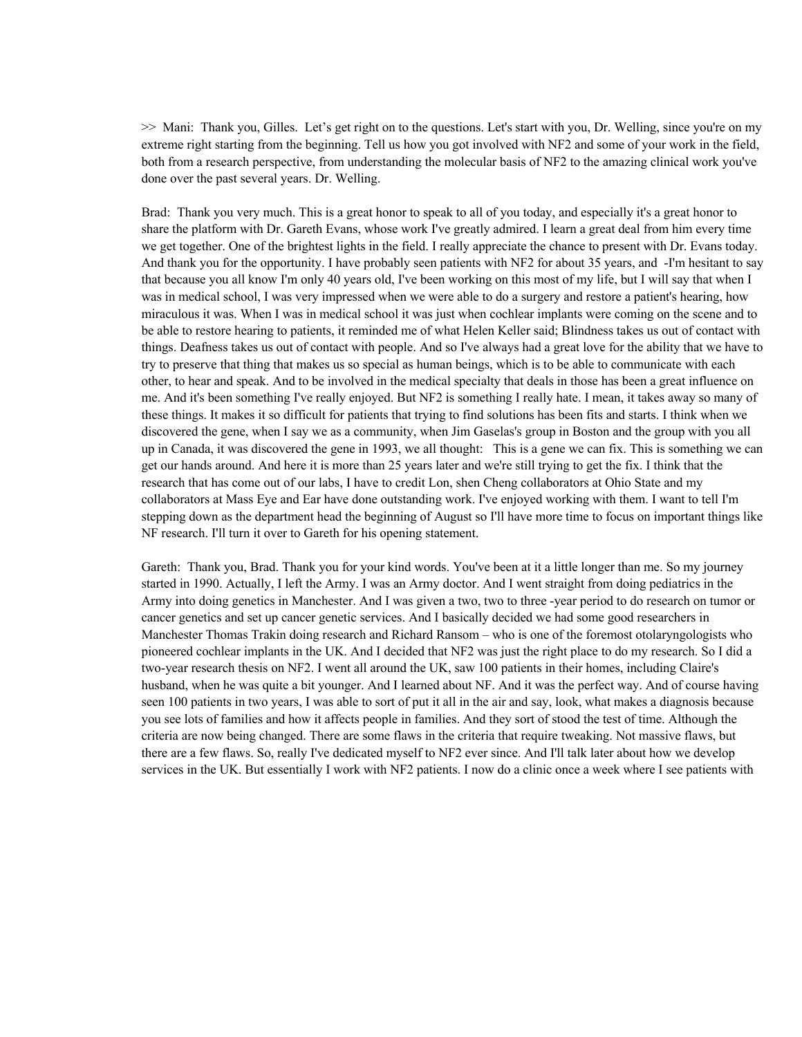>> Mani: Thank you, Gilles. Let's get right on to the questions. Let's start with you, Dr. Welling, since you're on my extreme right starting from the beginning. Tell us how you got involved with NF2 and some of your work in the field, both from a research perspective, from understanding the molecular basis of NF2 to the amazing clinical work you've done over the past several years. Dr. Welling.

Brad: Thank you very much. This is a great honor to speak to all of you today, and especially it's a great honor to share the platform with Dr. Gareth Evans, whose work I've greatly admired. I learn a great deal from him every time we get together. One of the brightest lights in the field. I really appreciate the chance to present with Dr. Evans today. And thank you for the opportunity. I have probably seen patients with NF2 for about 35 years, and -I'm hesitant to say that because you all know I'm only 40 years old, I've been working on this most of my life, but I will say that when I was in medical school, I was very impressed when we were able to do a surgery and restore a patient's hearing, how miraculous it was. When I was in medical school it was just when cochlear implants were coming on the scene and to be able to restore hearing to patients, it reminded me of what Helen Keller said; Blindness takes us out of contact with things. Deafness takes us out of contact with people. And so I've always had a great love for the ability that we have to try to preserve that thing that makes us so special as human beings, which is to be able to communicate with each other, to hear and speak. And to be involved in the medical specialty that deals in those has been a great influence on me. And it's been something I've really enjoyed. But NF2 is something I really hate. I mean, it takes away so many of these things. It makes it so difficult for patients that trying to find solutions has been fits and starts. I think when we discovered the gene, when I say we as a community, when Jim Gaselas's group in Boston and the group with you all up in Canada, it was discovered the gene in 1993, we all thought: This is a gene we can fix. This is something we can get our hands around. And here it is more than 25 years later and we're still trying to get the fix. I think that the research that has come out of our labs, I have to credit Lon, shen Cheng collaborators at Ohio State and my collaborators at Mass Eye and Ear have done outstanding work. I've enjoyed working with them. I want to tell I'm stepping down as the department head the beginning of August so I'll have more time to focus on important things like NF research. I'll turn it over to Gareth for his opening statement.

Gareth: Thank you, Brad. Thank you for your kind words. You've been at it a little longer than me. So my journey started in 1990. Actually, I left the Army. I was an Army doctor. And I went straight from doing pediatrics in the Army into doing genetics in Manchester. And I was given a two, two to three -year period to do research on tumor or cancer genetics and set up cancer genetic services. And I basically decided we had some good researchers in Manchester Thomas Trakin doing research and Richard Ransom – who is one of the foremost otolaryngologists who pioneered cochlear implants in the UK. And I decided that NF2 was just the right place to do my research. So I did a two-year research thesis on NF2. I went all around the UK, saw 100 patients in their homes, including Claire's husband, when he was quite a bit younger. And I learned about NF. And it was the perfect way. And of course having seen 100 patients in two years, I was able to sort of put it all in the air and say, look, what makes a diagnosis because you see lots of families and how it affects people in families. And they sort of stood the test of time. Although the criteria are now being changed. There are some flaws in the criteria that require tweaking. Not massive flaws, but there are a few flaws. So, really I've dedicated myself to NF2 ever since. And I'll talk later about how we develop services in the UK. But essentially I work with NF2 patients. I now do a clinic once a week where I see patients with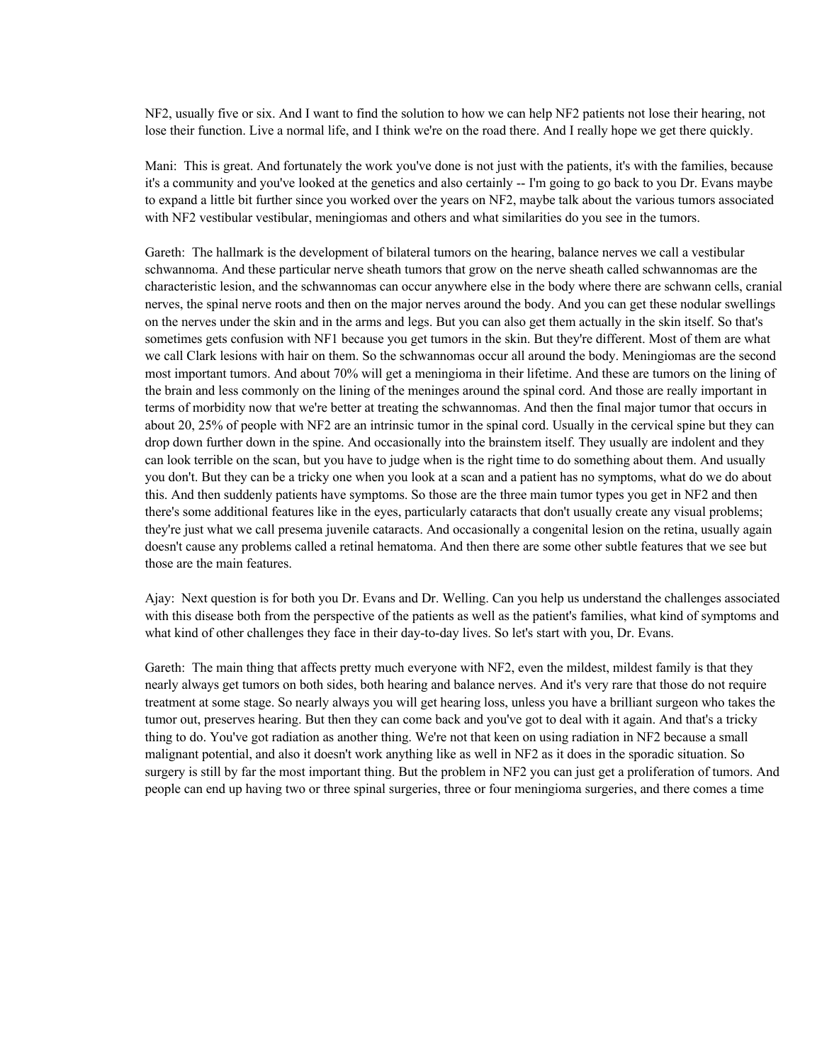NF2, usually five or six. And I want to find the solution to how we can help NF2 patients not lose their hearing, not lose their function. Live a normal life, and I think we're on the road there. And I really hope we get there quickly.

Mani: This is great. And fortunately the work you've done is not just with the patients, it's with the families, because it's a community and you've looked at the genetics and also certainly -- I'm going to go back to you Dr. Evans maybe to expand a little bit further since you worked over the years on NF2, maybe talk about the various tumors associated with NF2 vestibular vestibular, meningiomas and others and what similarities do you see in the tumors.

Gareth: The hallmark is the development of bilateral tumors on the hearing, balance nerves we call a vestibular schwannoma. And these particular nerve sheath tumors that grow on the nerve sheath called schwannomas are the characteristic lesion, and the schwannomas can occur anywhere else in the body where there are schwann cells, cranial nerves, the spinal nerve roots and then on the major nerves around the body. And you can get these nodular swellings on the nerves under the skin and in the arms and legs. But you can also get them actually in the skin itself. So that's sometimes gets confusion with NF1 because you get tumors in the skin. But they're different. Most of them are what we call Clark lesions with hair on them. So the schwannomas occur all around the body. Meningiomas are the second most important tumors. And about 70% will get a meningioma in their lifetime. And these are tumors on the lining of the brain and less commonly on the lining of the meninges around the spinal cord. And those are really important in terms of morbidity now that we're better at treating the schwannomas. And then the final major tumor that occurs in about 20, 25% of people with NF2 are an intrinsic tumor in the spinal cord. Usually in the cervical spine but they can drop down further down in the spine. And occasionally into the brainstem itself. They usually are indolent and they can look terrible on the scan, but you have to judge when is the right time to do something about them. And usually you don't. But they can be a tricky one when you look at a scan and a patient has no symptoms, what do we do about this. And then suddenly patients have symptoms. So those are the three main tumor types you get in NF2 and then there's some additional features like in the eyes, particularly cataracts that don't usually create any visual problems; they're just what we call presema juvenile cataracts. And occasionally a congenital lesion on the retina, usually again doesn't cause any problems called a retinal hematoma. And then there are some other subtle features that we see but those are the main features.

Ajay: Next question is for both you Dr. Evans and Dr. Welling. Can you help us understand the challenges associated with this disease both from the perspective of the patients as well as the patient's families, what kind of symptoms and what kind of other challenges they face in their day-to-day lives. So let's start with you, Dr. Evans.

Gareth: The main thing that affects pretty much everyone with NF2, even the mildest, mildest family is that they nearly always get tumors on both sides, both hearing and balance nerves. And it's very rare that those do not require treatment at some stage. So nearly always you will get hearing loss, unless you have a brilliant surgeon who takes the tumor out, preserves hearing. But then they can come back and you've got to deal with it again. And that's a tricky thing to do. You've got radiation as another thing. We're not that keen on using radiation in NF2 because a small malignant potential, and also it doesn't work anything like as well in NF2 as it does in the sporadic situation. So surgery is still by far the most important thing. But the problem in NF2 you can just get a proliferation of tumors. And people can end up having two or three spinal surgeries, three or four meningioma surgeries, and there comes a time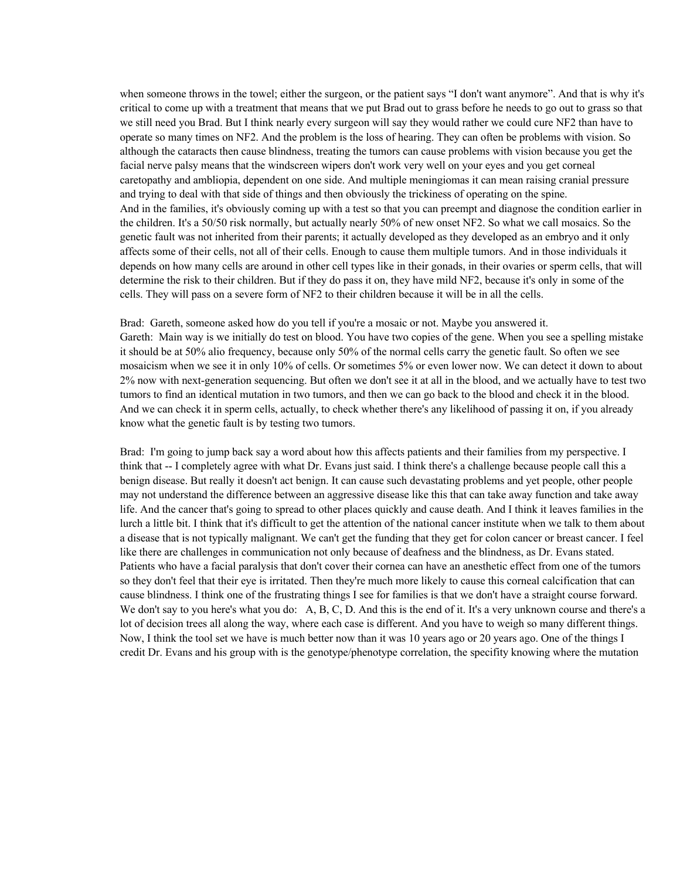when someone throws in the towel; either the surgeon, or the patient says "I don't want anymore". And that is why it's critical to come up with a treatment that means that we put Brad out to grass before he needs to go out to grass so that we still need you Brad. But I think nearly every surgeon will say they would rather we could cure NF2 than have to operate so many times on NF2. And the problem is the loss of hearing. They can often be problems with vision. So although the cataracts then cause blindness, treating the tumors can cause problems with vision because you get the facial nerve palsy means that the windscreen wipers don't work very well on your eyes and you get corneal caretopathy and ambliopia, dependent on one side. And multiple meningiomas it can mean raising cranial pressure and trying to deal with that side of things and then obviously the trickiness of operating on the spine.
And in the families, it's obviously coming up with a test so that you can preempt and diagnose the condition earlier in the children. It's a 50/50 risk normally, but actually nearly 50% of new onset NF2. So what we call mosaics. So the genetic fault was not inherited from their parents; it actually developed as they developed as an embryo and it only affects some of their cells, not all of their cells. Enough to cause them multiple tumors. And in those individuals it depends on how many cells are around in other cell types like in their gonads, in their ovaries or sperm cells, that will determine the risk to their children. But if they do pass it on, they have mild NF2, because it's only in some of the cells. They will pass on a severe form of NF2 to their children because it will be in all the cells.

Brad: Gareth, someone asked how do you tell if you're a mosaic or not. Maybe you answered it.
Gareth: Main way is we initially do test on blood. You have two copies of the gene. When you see a spelling mistake it should be at 50% alio frequency, because only 50% of the normal cells carry the genetic fault. So often we see mosaicism when we see it in only 10% of cells. Or sometimes 5% or even lower now. We can detect it down to about 2% now with next-generation sequencing. But often we don't see it at all in the blood, and we actually have to test two tumors to find an identical mutation in two tumors, and then we can go back to the blood and check it in the blood. And we can check it in sperm cells, actually, to check whether there's any likelihood of passing it on, if you already know what the genetic fault is by testing two tumors.

Brad: I'm going to jump back say a word about how this affects patients and their families from my perspective. I think that -- I completely agree with what Dr. Evans just said. I think there's a challenge because people call this a benign disease. But really it doesn't act benign. It can cause such devastating problems and yet people, other people may not understand the difference between an aggressive disease like this that can take away function and take away life. And the cancer that's going to spread to other places quickly and cause death. And I think it leaves families in the lurch a little bit. I think that it's difficult to get the attention of the national cancer institute when we talk to them about a disease that is not typically malignant. We can't get the funding that they get for colon cancer or breast cancer. I feel like there are challenges in communication not only because of deafness and the blindness, as Dr. Evans stated. Patients who have a facial paralysis that don't cover their cornea can have an anesthetic effect from one of the tumors so they don't feel that their eye is irritated. Then they're much more likely to cause this corneal calcification that can cause blindness. I think one of the frustrating things I see for families is that we don't have a straight course forward. We don't say to you here's what you do: A, B, C, D. And this is the end of it. It's a very unknown course and there's a lot of decision trees all along the way, where each case is different. And you have to weigh so many different things. Now, I think the tool set we have is much better now than it was 10 years ago or 20 years ago. One of the things I credit Dr. Evans and his group with is the genotype/phenotype correlation, the specifity knowing where the mutation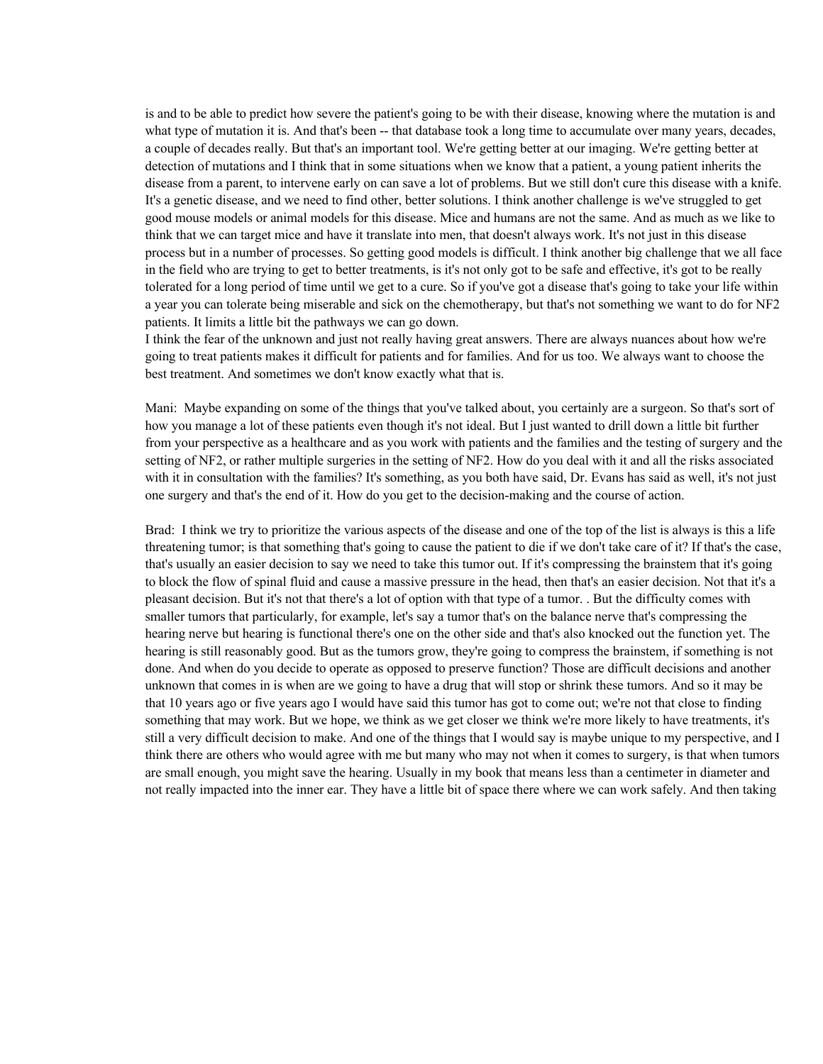is and to be able to predict how severe the patient's going to be with their disease, knowing where the mutation is and what type of mutation it is. And that's been -- that database took a long time to accumulate over many years, decades, a couple of decades really. But that's an important tool. We're getting better at our imaging. We're getting better at detection of mutations and I think that in some situations when we know that a patient, a young patient inherits the disease from a parent, to intervene early on can save a lot of problems. But we still don't cure this disease with a knife. It's a genetic disease, and we need to find other, better solutions. I think another challenge is we've struggled to get good mouse models or animal models for this disease. Mice and humans are not the same. And as much as we like to think that we can target mice and have it translate into men, that doesn't always work. It's not just in this disease process but in a number of processes. So getting good models is difficult. I think another big challenge that we all face in the field who are trying to get to better treatments, is it's not only got to be safe and effective, it's got to be really tolerated for a long period of time until we get to a cure. So if you've got a disease that's going to take your life within a year you can tolerate being miserable and sick on the chemotherapy, but that's not something we want to do for NF2 patients. It limits a little bit the pathways we can go down.

I think the fear of the unknown and just not really having great answers. There are always nuances about how we're going to treat patients makes it difficult for patients and for families. And for us too. We always want to choose the best treatment. And sometimes we don't know exactly what that is.

Mani: Maybe expanding on some of the things that you've talked about, you certainly are a surgeon. So that's sort of how you manage a lot of these patients even though it's not ideal. But I just wanted to drill down a little bit further from your perspective as a healthcare and as you work with patients and the families and the testing of surgery and the setting of NF2, or rather multiple surgeries in the setting of NF2. How do you deal with it and all the risks associated with it in consultation with the families? It's something, as you both have said, Dr. Evans has said as well, it's not just one surgery and that's the end of it. How do you get to the decision-making and the course of action.

Brad: I think we try to prioritize the various aspects of the disease and one of the top of the list is always is this a life threatening tumor; is that something that's going to cause the patient to die if we don't take care of it? If that's the case, that's usually an easier decision to say we need to take this tumor out. If it's compressing the brainstem that it's going to block the flow of spinal fluid and cause a massive pressure in the head, then that's an easier decision. Not that it's a pleasant decision. But it's not that there's a lot of option with that type of a tumor. . But the difficulty comes with smaller tumors that particularly, for example, let's say a tumor that's on the balance nerve that's compressing the hearing nerve but hearing is functional there's one on the other side and that's also knocked out the function yet. The hearing is still reasonably good. But as the tumors grow, they're going to compress the brainstem, if something is not done. And when do you decide to operate as opposed to preserve function? Those are difficult decisions and another unknown that comes in is when are we going to have a drug that will stop or shrink these tumors. And so it may be that 10 years ago or five years ago I would have said this tumor has got to come out; we're not that close to finding something that may work. But we hope, we think as we get closer we think we're more likely to have treatments, it's still a very difficult decision to make. And one of the things that I would say is maybe unique to my perspective, and I think there are others who would agree with me but many who may not when it comes to surgery, is that when tumors are small enough, you might save the hearing. Usually in my book that means less than a centimeter in diameter and not really impacted into the inner ear. They have a little bit of space there where we can work safely. And then taking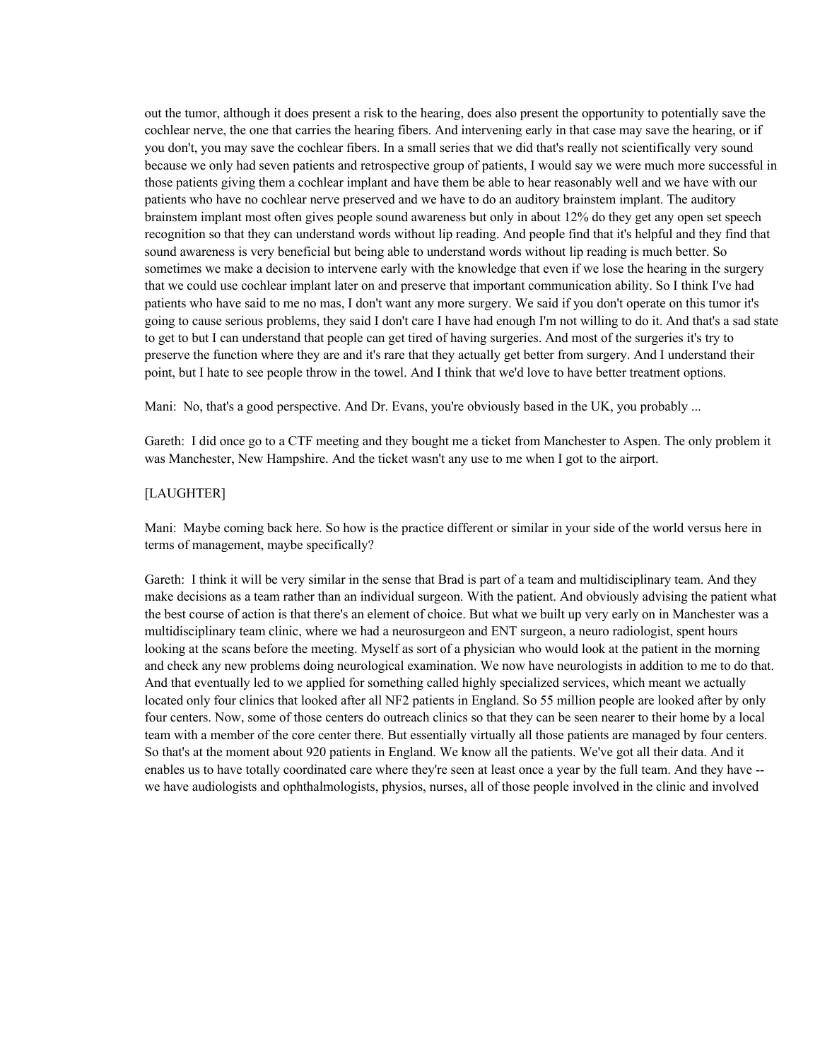out the tumor, although it does present a risk to the hearing, does also present the opportunity to potentially save the cochlear nerve, the one that carries the hearing fibers. And intervening early in that case may save the hearing, or if you don't, you may save the cochlear fibers. In a small series that we did that's really not scientifically very sound because we only had seven patients and retrospective group of patients, I would say we were much more successful in those patients giving them a cochlear implant and have them be able to hear reasonably well and we have with our patients who have no cochlear nerve preserved and we have to do an auditory brainstem implant. The auditory brainstem implant most often gives people sound awareness but only in about 12% do they get any open set speech recognition so that they can understand words without lip reading. And people find that it's helpful and they find that sound awareness is very beneficial but being able to understand words without lip reading is much better. So sometimes we make a decision to intervene early with the knowledge that even if we lose the hearing in the surgery that we could use cochlear implant later on and preserve that important communication ability. So I think I've had patients who have said to me no mas, I don't want any more surgery. We said if you don't operate on this tumor it's going to cause serious problems, they said I don't care I have had enough I'm not willing to do it. And that's a sad state to get to but I can understand that people can get tired of having surgeries. And most of the surgeries it's try to preserve the function where they are and it's rare that they actually get better from surgery. And I understand their point, but I hate to see people throw in the towel. And I think that we'd love to have better treatment options.

Mani: No, that's a good perspective. And Dr. Evans, you're obviously based in the UK, you probably ...

Gareth: I did once go to a CTF meeting and they bought me a ticket from Manchester to Aspen. The only problem it was Manchester, New Hampshire. And the ticket wasn't any use to me when I got to the airport.

[LAUGHTER]

Mani: Maybe coming back here. So how is the practice different or similar in your side of the world versus here in terms of management, maybe specifically?

Gareth: I think it will be very similar in the sense that Brad is part of a team and multidisciplinary team. And they make decisions as a team rather than an individual surgeon. With the patient. And obviously advising the patient what the best course of action is that there's an element of choice. But what we built up very early on in Manchester was a multidisciplinary team clinic, where we had a neurosurgeon and ENT surgeon, a neuro radiologist, spent hours looking at the scans before the meeting. Myself as sort of a physician who would look at the patient in the morning and check any new problems doing neurological examination. We now have neurologists in addition to me to do that. And that eventually led to we applied for something called highly specialized services, which meant we actually located only four clinics that looked after all NF2 patients in England. So 55 million people are looked after by only four centers. Now, some of those centers do outreach clinics so that they can be seen nearer to their home by a local team with a member of the core center there. But essentially virtually all those patients are managed by four centers. So that's at the moment about 920 patients in England. We know all the patients. We've got all their data. And it enables us to have totally coordinated care where they're seen at least once a year by the full team. And they have -- we have audiologists and ophthalmologists, physios, nurses, all of those people involved in the clinic and involved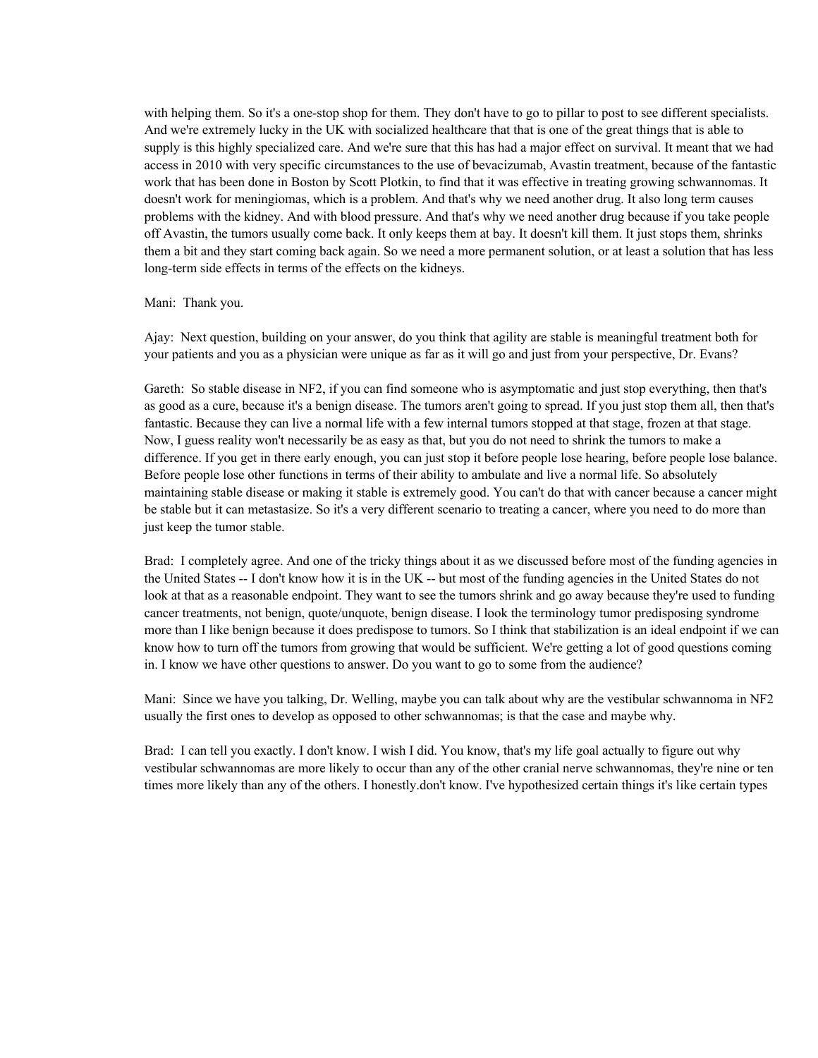with helping them. So it's a one-stop shop for them. They don't have to go to pillar to post to see different specialists. And we're extremely lucky in the UK with socialized healthcare that that is one of the great things that is able to supply is this highly specialized care. And we're sure that this has had a major effect on survival. It meant that we had access in 2010 with very specific circumstances to the use of bevacizumab, Avastin treatment, because of the fantastic work that has been done in Boston by Scott Plotkin, to find that it was effective in treating growing schwannomas. It doesn't work for meningiomas, which is a problem. And that's why we need another drug. It also long term causes problems with the kidney. And with blood pressure. And that's why we need another drug because if you take people off Avastin, the tumors usually come back. It only keeps them at bay. It doesn't kill them. It just stops them, shrinks them a bit and they start coming back again. So we need a more permanent solution, or at least a solution that has less long-term side effects in terms of the effects on the kidneys.

Mani: Thank you.

Ajay: Next question, building on your answer, do you think that agility are stable is meaningful treatment both for your patients and you as a physician were unique as far as it will go and just from your perspective, Dr. Evans?

Gareth: So stable disease in NF2, if you can find someone who is asymptomatic and just stop everything, then that's as good as a cure, because it's a benign disease. The tumors aren't going to spread. If you just stop them all, then that's fantastic. Because they can live a normal life with a few internal tumors stopped at that stage, frozen at that stage. Now, I guess reality won't necessarily be as easy as that, but you do not need to shrink the tumors to make a difference. If you get in there early enough, you can just stop it before people lose hearing, before people lose balance. Before people lose other functions in terms of their ability to ambulate and live a normal life. So absolutely maintaining stable disease or making it stable is extremely good. You can't do that with cancer because a cancer might be stable but it can metastasize. So it's a very different scenario to treating a cancer, where you need to do more than just keep the tumor stable.

Brad: I completely agree. And one of the tricky things about it as we discussed before most of the funding agencies in the United States -- I don't know how it is in the UK -- but most of the funding agencies in the United States do not look at that as a reasonable endpoint. They want to see the tumors shrink and go away because they're used to funding cancer treatments, not benign, quote/unquote, benign disease. I look the terminology tumor predisposing syndrome more than I like benign because it does predispose to tumors. So I think that stabilization is an ideal endpoint if we can know how to turn off the tumors from growing that would be sufficient. We're getting a lot of good questions coming in. I know we have other questions to answer. Do you want to go to some from the audience?

Mani: Since we have you talking, Dr. Welling, maybe you can talk about why are the vestibular schwannoma in NF2 usually the first ones to develop as opposed to other schwannomas; is that the case and maybe why.

Brad: I can tell you exactly. I don't know. I wish I did. You know, that's my life goal actually to figure out why vestibular schwannomas are more likely to occur than any of the other cranial nerve schwannomas, they're nine or ten times more likely than any of the others. I honestly.don't know. I've hypothesized certain things it's like certain types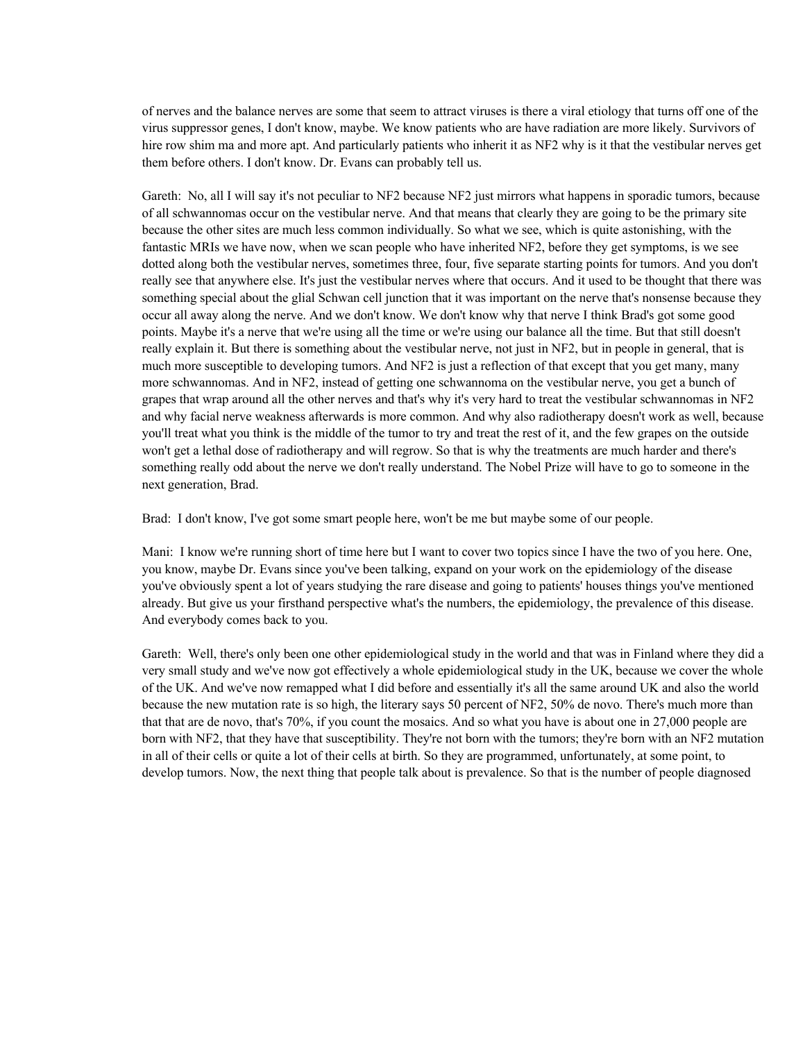of nerves and the balance nerves are some that seem to attract viruses is there a viral etiology that turns off one of the virus suppressor genes, I don't know, maybe. We know patients who are have radiation are more likely. Survivors of hire row shim ma and more apt. And particularly patients who inherit it as NF2 why is it that the vestibular nerves get them before others. I don't know. Dr. Evans can probably tell us.

Gareth: No, all I will say it's not peculiar to NF2 because NF2 just mirrors what happens in sporadic tumors, because of all schwannomas occur on the vestibular nerve. And that means that clearly they are going to be the primary site because the other sites are much less common individually. So what we see, which is quite astonishing, with the fantastic MRIs we have now, when we scan people who have inherited NF2, before they get symptoms, is we see dotted along both the vestibular nerves, sometimes three, four, five separate starting points for tumors. And you don't really see that anywhere else. It's just the vestibular nerves where that occurs. And it used to be thought that there was something special about the glial Schwan cell junction that it was important on the nerve that's nonsense because they occur all away along the nerve. And we don't know. We don't know why that nerve I think Brad's got some good points. Maybe it's a nerve that we're using all the time or we're using our balance all the time. But that still doesn't really explain it. But there is something about the vestibular nerve, not just in NF2, but in people in general, that is much more susceptible to developing tumors. And NF2 is just a reflection of that except that you get many, many more schwannomas. And in NF2, instead of getting one schwannoma on the vestibular nerve, you get a bunch of grapes that wrap around all the other nerves and that's why it's very hard to treat the vestibular schwannomas in NF2 and why facial nerve weakness afterwards is more common. And why also radiotherapy doesn't work as well, because you'll treat what you think is the middle of the tumor to try and treat the rest of it, and the few grapes on the outside won't get a lethal dose of radiotherapy and will regrow. So that is why the treatments are much harder and there's something really odd about the nerve we don't really understand. The Nobel Prize will have to go to someone in the next generation, Brad.

Brad: I don't know, I've got some smart people here, won't be me but maybe some of our people.

Mani: I know we're running short of time here but I want to cover two topics since I have the two of you here. One, you know, maybe Dr. Evans since you've been talking, expand on your work on the epidemiology of the disease you've obviously spent a lot of years studying the rare disease and going to patients' houses things you've mentioned already. But give us your firsthand perspective what's the numbers, the epidemiology, the prevalence of this disease. And everybody comes back to you.

Gareth: Well, there's only been one other epidemiological study in the world and that was in Finland where they did a very small study and we've now got effectively a whole epidemiological study in the UK, because we cover the whole of the UK. And we've now remapped what I did before and essentially it's all the same around UK and also the world because the new mutation rate is so high, the literary says 50 percent of NF2, 50% de novo. There's much more than that that are de novo, that's 70%, if you count the mosaics. And so what you have is about one in 27,000 people are born with NF2, that they have that susceptibility. They're not born with the tumors; they're born with an NF2 mutation in all of their cells or quite a lot of their cells at birth. So they are programmed, unfortunately, at some point, to develop tumors. Now, the next thing that people talk about is prevalence. So that is the number of people diagnosed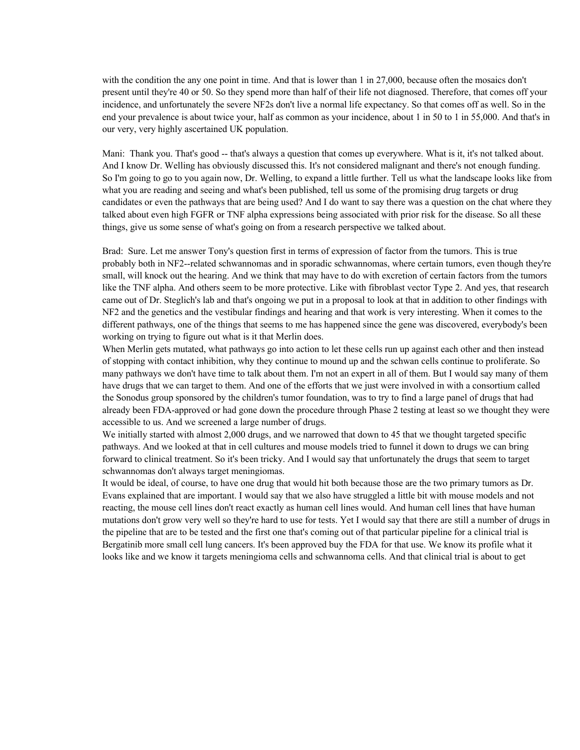with the condition the any one point in time. And that is lower than 1 in 27,000, because often the mosaics don't present until they're 40 or 50. So they spend more than half of their life not diagnosed. Therefore, that comes off your incidence, and unfortunately the severe NF2s don't live a normal life expectancy. So that comes off as well. So in the end your prevalence is about twice your, half as common as your incidence, about 1 in 50 to 1 in 55,000. And that's in our very, very highly ascertained UK population.

Mani: Thank you. That's good -- that's always a question that comes up everywhere. What is it, it's not talked about. And I know Dr. Welling has obviously discussed this. It's not considered malignant and there's not enough funding. So I'm going to go to you again now, Dr. Welling, to expand a little further. Tell us what the landscape looks like from what you are reading and seeing and what's been published, tell us some of the promising drug targets or drug candidates or even the pathways that are being used? And I do want to say there was a question on the chat where they talked about even high FGFR or TNF alpha expressions being associated with prior risk for the disease. So all these things, give us some sense of what's going on from a research perspective we talked about.

Brad: Sure. Let me answer Tony's question first in terms of expression of factor from the tumors. This is true probably both in NF2--related schwannomas and in sporadic schwannomas, where certain tumors, even though they're small, will knock out the hearing. And we think that may have to do with excretion of certain factors from the tumors like the TNF alpha. And others seem to be more protective. Like with fibroblast vector Type 2. And yes, that research came out of Dr. Steglich's lab and that's ongoing we put in a proposal to look at that in addition to other findings with NF2 and the genetics and the vestibular findings and hearing and that work is very interesting. When it comes to the different pathways, one of the things that seems to me has happened since the gene was discovered, everybody's been working on trying to figure out what is it that Merlin does.
When Merlin gets mutated, what pathways go into action to let these cells run up against each other and then instead of stopping with contact inhibition, why they continue to mound up and the schwan cells continue to proliferate. So many pathways we don't have time to talk about them. I'm not an expert in all of them. But I would say many of them have drugs that we can target to them. And one of the efforts that we just were involved in with a consortium called the Sonodus group sponsored by the children's tumor foundation, was to try to find a large panel of drugs that had already been FDA-approved or had gone down the procedure through Phase 2 testing at least so we thought they were accessible to us. And we screened a large number of drugs.
We initially started with almost 2,000 drugs, and we narrowed that down to 45 that we thought targeted specific pathways. And we looked at that in cell cultures and mouse models tried to funnel it down to drugs we can bring forward to clinical treatment. So it's been tricky. And I would say that unfortunately the drugs that seem to target schwannomas don't always target meningiomas.
It would be ideal, of course, to have one drug that would hit both because those are the two primary tumors as Dr. Evans explained that are important. I would say that we also have struggled a little bit with mouse models and not reacting, the mouse cell lines don't react exactly as human cell lines would. And human cell lines that have human mutations don't grow very well so they're hard to use for tests. Yet I would say that there are still a number of drugs in the pipeline that are to be tested and the first one that's coming out of that particular pipeline for a clinical trial is Bergatinib more small cell lung cancers. It's been approved buy the FDA for that use. We know its profile what it looks like and we know it targets meningioma cells and schwannoma cells. And that clinical trial is about to get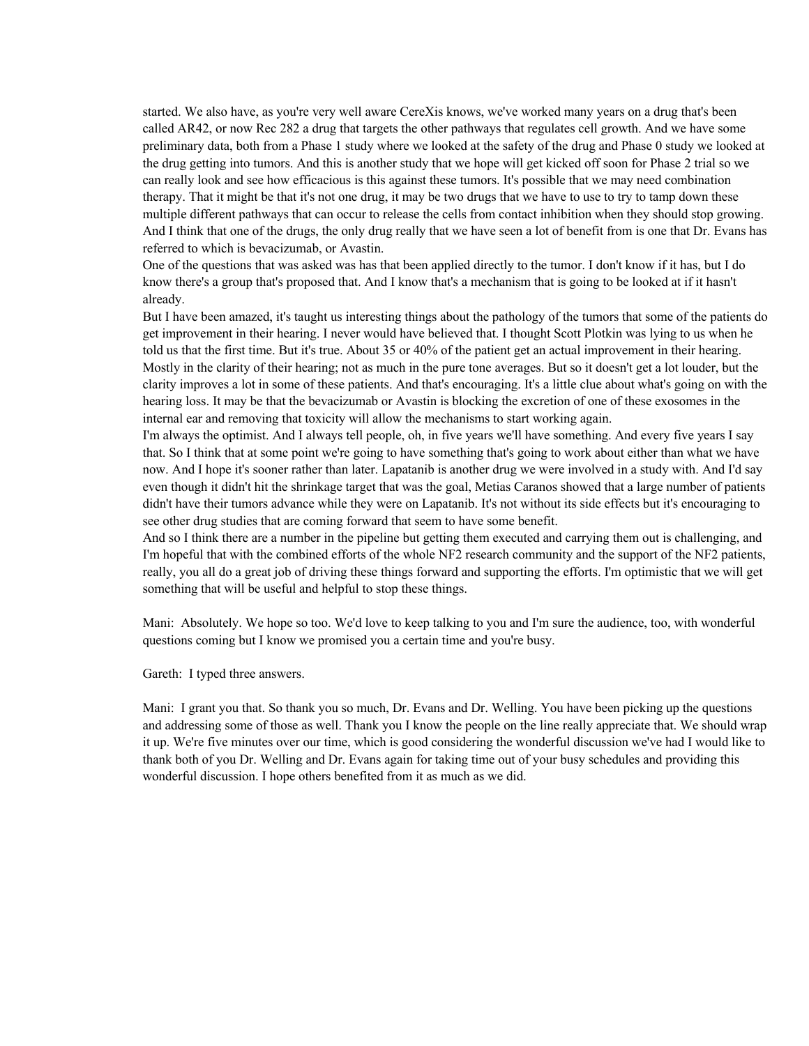started. We also have, as you're very well aware CereXis knows, we've worked many years on a drug that's been called AR42, or now Rec 282 a drug that targets the other pathways that regulates cell growth. And we have some preliminary data, both from a Phase 1 study where we looked at the safety of the drug and Phase 0 study we looked at the drug getting into tumors. And this is another study that we hope will get kicked off soon for Phase 2 trial so we can really look and see how efficacious is this against these tumors. It's possible that we may need combination therapy. That it might be that it's not one drug, it may be two drugs that we have to use to try to tamp down these multiple different pathways that can occur to release the cells from contact inhibition when they should stop growing. And I think that one of the drugs, the only drug really that we have seen a lot of benefit from is one that Dr. Evans has referred to which is bevacizumab, or Avastin.

One of the questions that was asked was has that been applied directly to the tumor. I don't know if it has, but I do know there's a group that's proposed that. And I know that's a mechanism that is going to be looked at if it hasn't already.

But I have been amazed, it's taught us interesting things about the pathology of the tumors that some of the patients do get improvement in their hearing. I never would have believed that. I thought Scott Plotkin was lying to us when he told us that the first time. But it's true. About 35 or 40% of the patient get an actual improvement in their hearing. Mostly in the clarity of their hearing; not as much in the pure tone averages. But so it doesn't get a lot louder, but the clarity improves a lot in some of these patients. And that's encouraging. It's a little clue about what's going on with the hearing loss. It may be that the bevacizumab or Avastin is blocking the excretion of one of these exosomes in the internal ear and removing that toxicity will allow the mechanisms to start working again.

I'm always the optimist. And I always tell people, oh, in five years we'll have something. And every five years I say that. So I think that at some point we're going to have something that's going to work about either than what we have now. And I hope it's sooner rather than later. Lapatanib is another drug we were involved in a study with. And I'd say even though it didn't hit the shrinkage target that was the goal, Metias Caranos showed that a large number of patients didn't have their tumors advance while they were on Lapatanib. It's not without its side effects but it's encouraging to see other drug studies that are coming forward that seem to have some benefit.

And so I think there are a number in the pipeline but getting them executed and carrying them out is challenging, and I'm hopeful that with the combined efforts of the whole NF2 research community and the support of the NF2 patients, really, you all do a great job of driving these things forward and supporting the efforts. I'm optimistic that we will get something that will be useful and helpful to stop these things.

Mani: Absolutely. We hope so too. We'd love to keep talking to you and I'm sure the audience, too, with wonderful questions coming but I know we promised you a certain time and you're busy.

Gareth: I typed three answers.

Mani: I grant you that. So thank you so much, Dr. Evans and Dr. Welling. You have been picking up the questions and addressing some of those as well. Thank you I know the people on the line really appreciate that. We should wrap it up. We're five minutes over our time, which is good considering the wonderful discussion we've had I would like to thank both of you Dr. Welling and Dr. Evans again for taking time out of your busy schedules and providing this wonderful discussion. I hope others benefited from it as much as we did.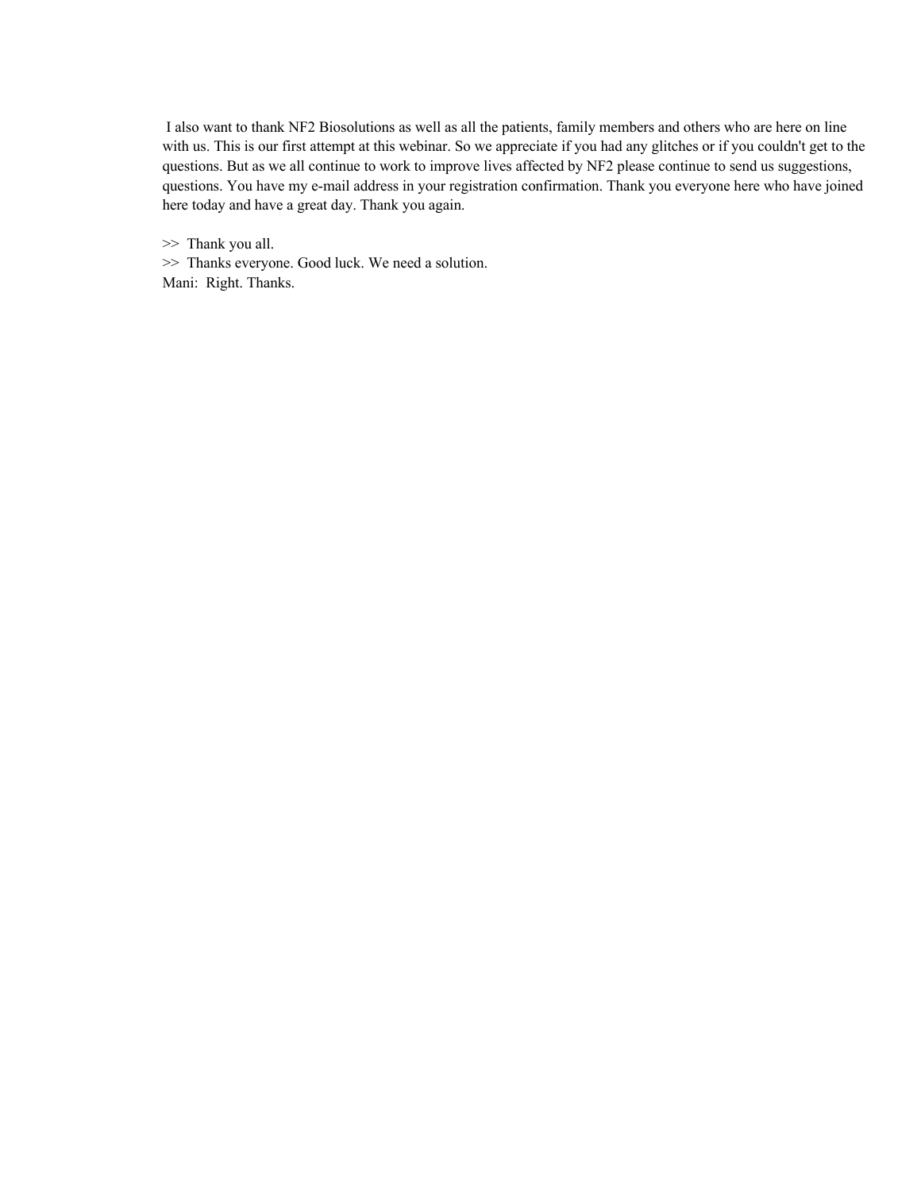I also want to thank NF2 Biosolutions as well as all the patients, family members and others who are here on line with us. This is our first attempt at this webinar. So we appreciate if you had any glitches or if you couldn't get to the questions. But as we all continue to work to improve lives affected by NF2 please continue to send us suggestions, questions. You have my e-mail address in your registration confirmation. Thank you everyone here who have joined here today and have a great day. Thank you again.

>> Thank you all.  
>> Thanks everyone. Good luck. We need a solution.  
Mani: Right. Thanks.